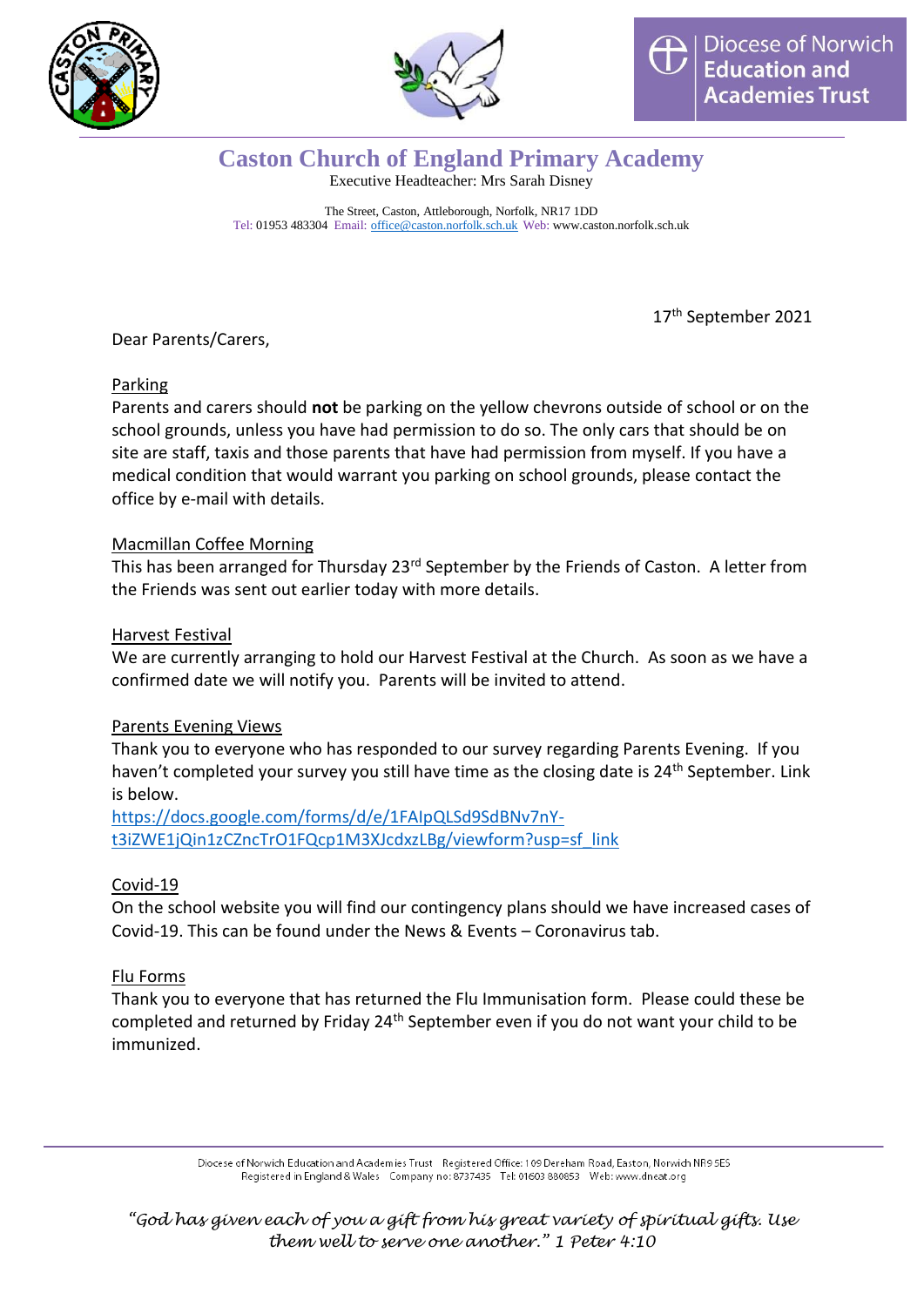Diocese of Norwich Education and Academies Trust

# Caston Church of England Primary Academy

Executive Headteacher: Mrs Sarah Disney

The Street, Caston, Attleborough, Norfolk, NR17 1DD
Tel: 01953 483304 Email: office@caston.norfolk.sch.uk Web: www.caston.norfolk.sch.uk

17th September 2021

Dear Parents/Carers,

## Parking

Parents and carers should **not** be parking on the yellow chevrons outside of school or on the school grounds, unless you have had permission to do so. The only cars that should be on site are staff, taxis and those parents that have had permission from myself. If you have a medical condition that would warrant you parking on school grounds, please contact the office by e-mail with details.

## Macmillan Coffee Morning

This has been arranged for Thursday 23rd September by the Friends of Caston. A letter from the Friends was sent out earlier today with more details.

## Harvest Festival

We are currently arranging to hold our Harvest Festival at the Church. As soon as we have a confirmed date we will notify you. Parents will be invited to attend.

## Parents Evening Views

Thank you to everyone who has responded to our survey regarding Parents Evening. If you haven't completed your survey you still have time as the closing date is 24th September. Link is below.
https://docs.google.com/forms/d/e/1FAIpQLSd9SdBNv7nY-t3iZWE1jQin1zCZncTrO1FQcp1M3XJcdxzLBg/viewform?usp=sf_link

## Covid-19

On the school website you will find our contingency plans should we have increased cases of Covid-19. This can be found under the News & Events – Coronavirus tab.

## Flu Forms

Thank you to everyone that has returned the Flu Immunisation form. Please could these be completed and returned by Friday 24th September even if you do not want your child to be immunized.

Diocese of Norwich Education and Academies Trust Registered Office: 109 Dereham Road, Easton, Norwich NR9 5ES
Registered in England & Wales Company no: 8737435 Tel: 01603 880853 Web: www.dneat.org

*"God has given each of you a gift from his great variety of spiritual gifts. Use them well to serve one another." 1 Peter 4:10*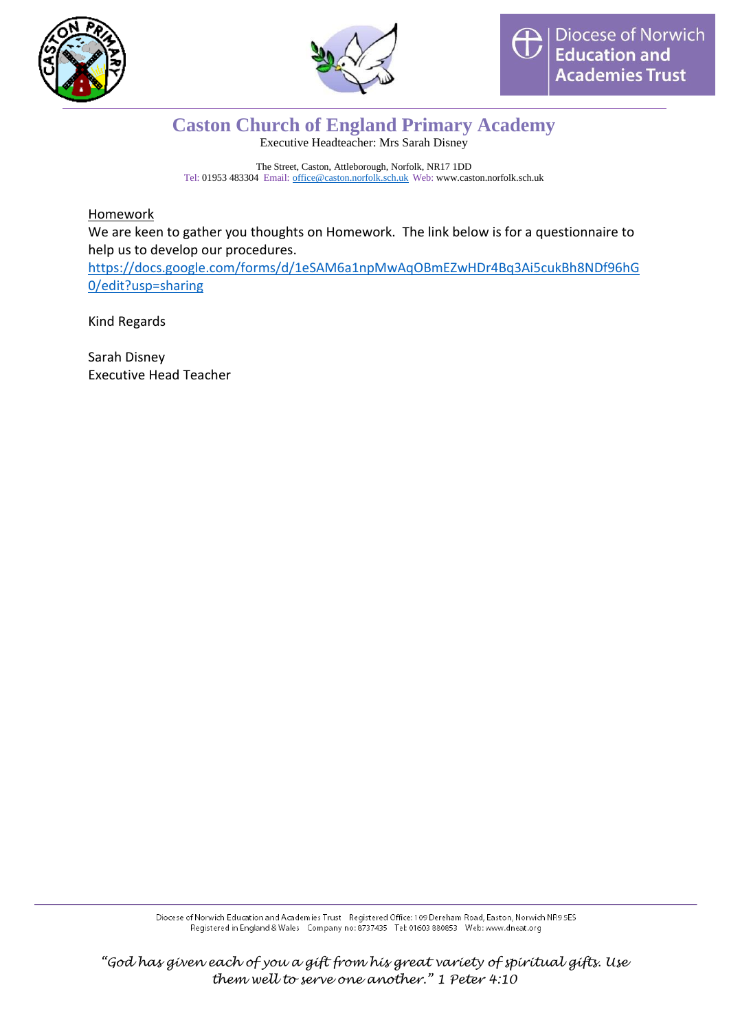# Caston Church of England Primary Academy

Executive Headteacher: Mrs Sarah Disney

The Street, Caston, Attleborough, Norfolk, NR17 1DD
Tel: 01953 483304 Email: office@caston.norfolk.sch.uk Web: www.caston.norfolk.sch.uk

Homework

We are keen to gather you thoughts on Homework. The link below is for a questionnaire to help us to develop our procedures.

https://docs.google.com/forms/d/1eSAM6a1npMwAqOBmEZwHDr4Bq3Ai5cukBh8NDf96hG0/edit?usp=sharing

Kind Regards

Sarah Disney
Executive Head Teacher

Diocese of Norwich Education and Academies Trust Registered Office: 109 Dereham Road, Easton, Norwich NR9 5ES
Registered in England & Wales Company no: 8737435 Tel: 01603 880853 Web: www.dneat.org

*"God has given each of you a gift from his great variety of spiritual gifts. Use them well to serve one another." 1 Peter 4:10*